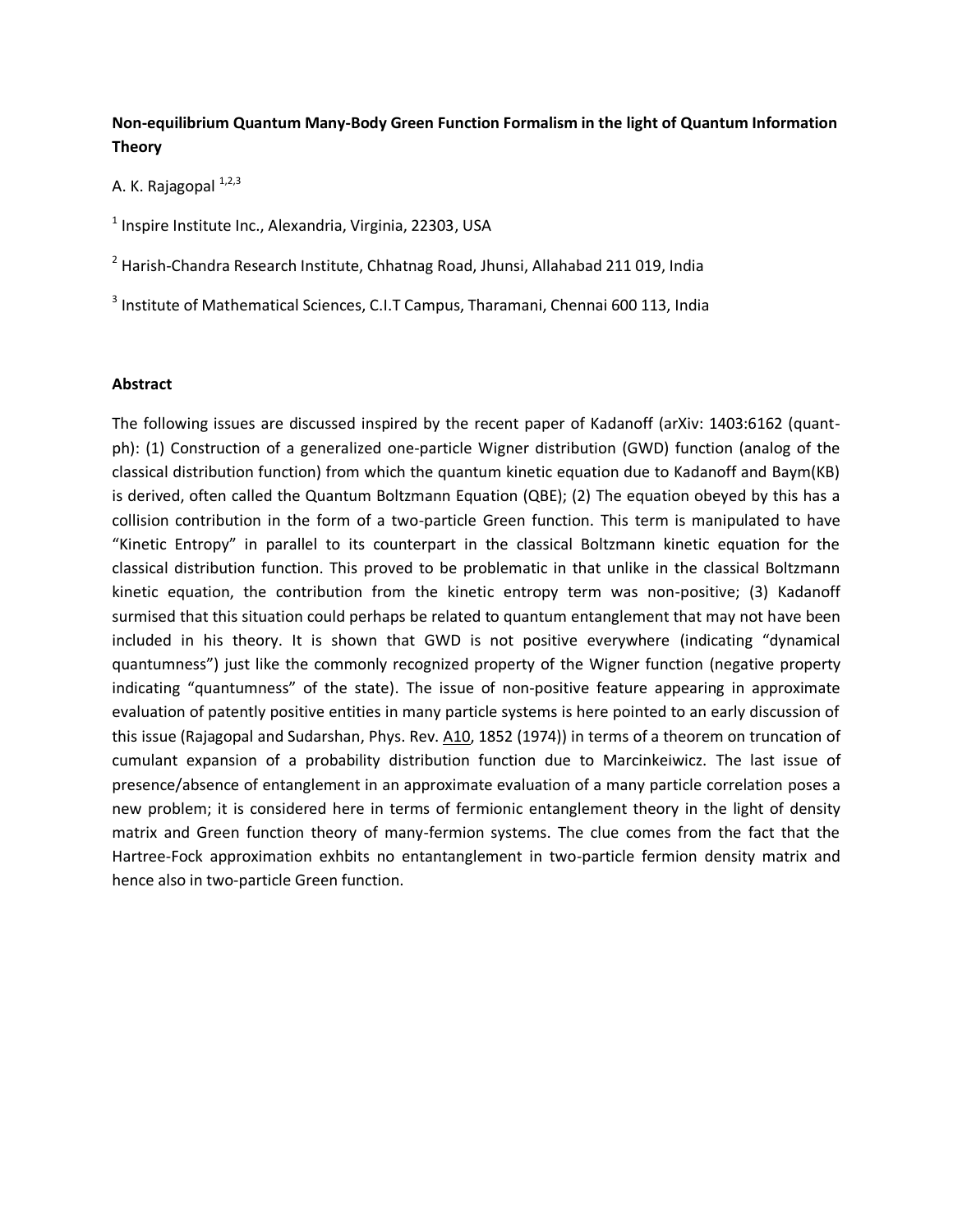**Non-equilibrium Quantum Many-Body Green Function Formalism in the light of Quantum Information Theory**

A. K. Rajagopal [1,2,3]

[1] Inspire Institute Inc., Alexandria, Virginia, 22303, USA

[2] Harish-Chandra Research Institute, Chhatnag Road, Jhunsi, Allahabad 211 019, India

[3] Institute of Mathematical Sciences, C.I.T Campus, Tharamani, Chennai 600 113, India

**Abstract**

The following issues are discussed inspired by the recent paper of Kadanoff (arXiv: 1403:6162 (quant-ph): (1) Construction of a generalized one-particle Wigner distribution (GWD) function (analog of the classical distribution function) from which the quantum kinetic equation due to Kadanoff and Baym(KB) is derived, often called the Quantum Boltzmann Equation (QBE); (2) The equation obeyed by this has a collision contribution in the form of a two-particle Green function. This term is manipulated to have "Kinetic Entropy" in parallel to its counterpart in the classical Boltzmann kinetic equation for the classical distribution function. This proved to be problematic in that unlike in the classical Boltzmann kinetic equation, the contribution from the kinetic entropy term was non-positive; (3) Kadanoff surmised that this situation could perhaps be related to quantum entanglement that may not have been included in his theory. It is shown that GWD is not positive everywhere (indicating "dynamical quantumness") just like the commonly recognized property of the Wigner function (negative property indicating "quantumness" of the state). The issue of non-positive feature appearing in approximate evaluation of patently positive entities in many particle systems is here pointed to an early discussion of this issue (Rajagopal and Sudarshan, Phys. Rev. A10, 1852 (1974)) in terms of a theorem on truncation of cumulant expansion of a probability distribution function due to Marcinkeiwicz. The last issue of presence/absence of entanglement in an approximate evaluation of a many particle correlation poses a new problem; it is considered here in terms of fermionic entanglement theory in the light of density matrix and Green function theory of many-fermion systems. The clue comes from the fact that the Hartree-Fock approximation exhbits no entantanglement in two-particle fermion density matrix and hence also in two-particle Green function.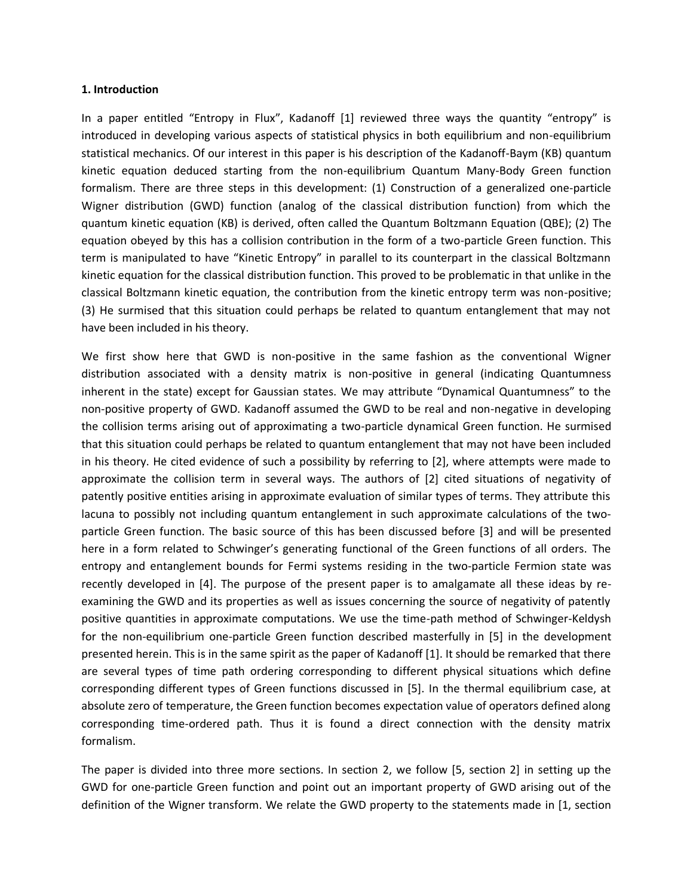## 1. Introduction

In a paper entitled "Entropy in Flux", Kadanoff [1] reviewed three ways the quantity "entropy" is introduced in developing various aspects of statistical physics in both equilibrium and non-equilibrium statistical mechanics. Of our interest in this paper is his description of the Kadanoff-Baym (KB) quantum kinetic equation deduced starting from the non-equilibrium Quantum Many-Body Green function formalism. There are three steps in this development: (1) Construction of a generalized one-particle Wigner distribution (GWD) function (analog of the classical distribution function) from which the quantum kinetic equation (KB) is derived, often called the Quantum Boltzmann Equation (QBE); (2) The equation obeyed by this has a collision contribution in the form of a two-particle Green function. This term is manipulated to have "Kinetic Entropy" in parallel to its counterpart in the classical Boltzmann kinetic equation for the classical distribution function. This proved to be problematic in that unlike in the classical Boltzmann kinetic equation, the contribution from the kinetic entropy term was non-positive; (3) He surmised that this situation could perhaps be related to quantum entanglement that may not have been included in his theory.

We first show here that GWD is non-positive in the same fashion as the conventional Wigner distribution associated with a density matrix is non-positive in general (indicating Quantumness inherent in the state) except for Gaussian states. We may attribute "Dynamical Quantumness" to the non-positive property of GWD. Kadanoff assumed the GWD to be real and non-negative in developing the collision terms arising out of approximating a two-particle dynamical Green function. He surmised that this situation could perhaps be related to quantum entanglement that may not have been included in his theory. He cited evidence of such a possibility by referring to [2], where attempts were made to approximate the collision term in several ways. The authors of [2] cited situations of negativity of patently positive entities arising in approximate evaluation of similar types of terms. They attribute this lacuna to possibly not including quantum entanglement in such approximate calculations of the two-particle Green function. The basic source of this has been discussed before [3] and will be presented here in a form related to Schwinger's generating functional of the Green functions of all orders. The entropy and entanglement bounds for Fermi systems residing in the two-particle Fermion state was recently developed in [4]. The purpose of the present paper is to amalgamate all these ideas by re-examining the GWD and its properties as well as issues concerning the source of negativity of patently positive quantities in approximate computations. We use the time-path method of Schwinger-Keldysh for the non-equilibrium one-particle Green function described masterfully in [5] in the development presented herein. This is in the same spirit as the paper of Kadanoff [1]. It should be remarked that there are several types of time path ordering corresponding to different physical situations which define corresponding different types of Green functions discussed in [5]. In the thermal equilibrium case, at absolute zero of temperature, the Green function becomes expectation value of operators defined along corresponding time-ordered path. Thus it is found a direct connection with the density matrix formalism.

The paper is divided into three more sections. In section 2, we follow [5, section 2] in setting up the GWD for one-particle Green function and point out an important property of GWD arising out of the definition of the Wigner transform. We relate the GWD property to the statements made in [1, section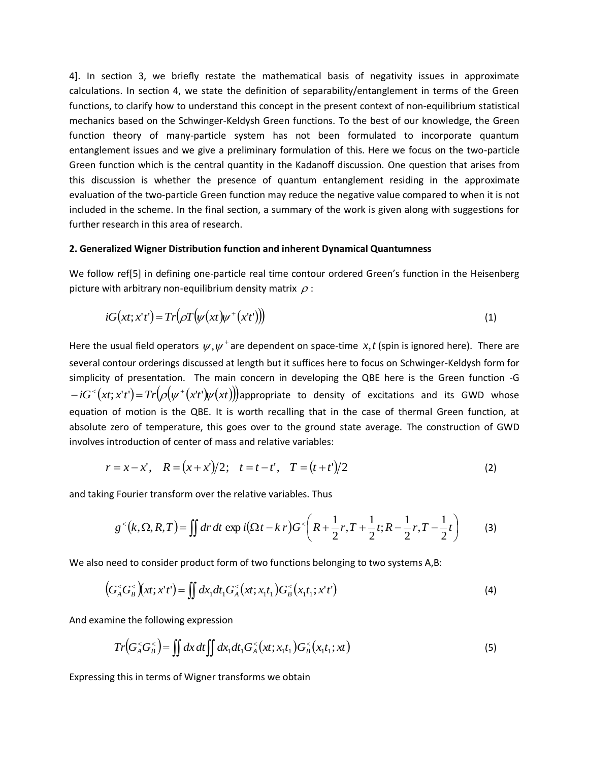4]. In section 3, we briefly restate the mathematical basis of negativity issues in approximate calculations. In section 4, we state the definition of separability/entanglement in terms of the Green functions, to clarify how to understand this concept in the present context of non-equilibrium statistical mechanics based on the Schwinger-Keldysh Green functions. To the best of our knowledge, the Green function theory of many-particle system has not been formulated to incorporate quantum entanglement issues and we give a preliminary formulation of this. Here we focus on the two-particle Green function which is the central quantity in the Kadanoff discussion. One question that arises from this discussion is whether the presence of quantum entanglement residing in the approximate evaluation of the two-particle Green function may reduce the negative value compared to when it is not included in the scheme. In the final section, a summary of the work is given along with suggestions for further research in this area of research.

**2. Generalized Wigner Distribution function and inherent Dynamical Quantumness**

We follow ref[5] in defining one-particle real time contour ordered Green's function in the Heisenberg picture with arbitrary non-equilibrium density matrix $\rho$ :

$$iG(xt;x't') = Tr\left(\rho T\left(\psi(xt)\psi^{+}(x't')\right)\right) \tag{1}$$

Here the usual field operators $\psi, \psi^{+}$ are dependent on space-time $x, t$ (spin is ignored here). There are several contour orderings discussed at length but it suffices here to focus on Schwinger-Keldysh form for simplicity of presentation. The main concern in developing the QBE here is the Green function -G $-iG^{<}(xt;x't') = Tr\left(\rho\left(\psi^{+}(x't')\psi(xt)\right)\right)$ appropriate to density of excitations and its GWD whose equation of motion is the QBE. It is worth recalling that in the case of thermal Green function, at absolute zero of temperature, this goes over to the ground state average. The construction of GWD involves introduction of center of mass and relative variables:

$$r = x - x', \quad R = (x + x')/2; \quad t = t - t', \quad T = (t + t')/2 \tag{2}$$

and taking Fourier transform over the relative variables. Thus

$$g^{<}(k,\Omega,R,T) = \iint dr\, dt\, \exp i(\Omega t - k\, r)\, G^{<}\left(R + \frac{1}{2}r, T + \frac{1}{2}t; R - \frac{1}{2}r, T - \frac{1}{2}t\right) \tag{3}$$

We also need to consider product form of two functions belonging to two systems A,B:

$$\left(G_A^{<}G_B^{<}\right)(xt;x't') = \iint dx_1 dt_1 G_A^{<}(xt;x_1t_1)G_B^{<}(x_1t_1;x't') \tag{4}$$

And examine the following expression

$$Tr\left(G_A^{<}G_B^{<}\right) = \iint dx\, dt \iint dx_1 dt_1 G_A^{<}(xt;x_1t_1)G_B^{<}(x_1t_1;xt) \tag{5}$$

Expressing this in terms of Wigner transforms we obtain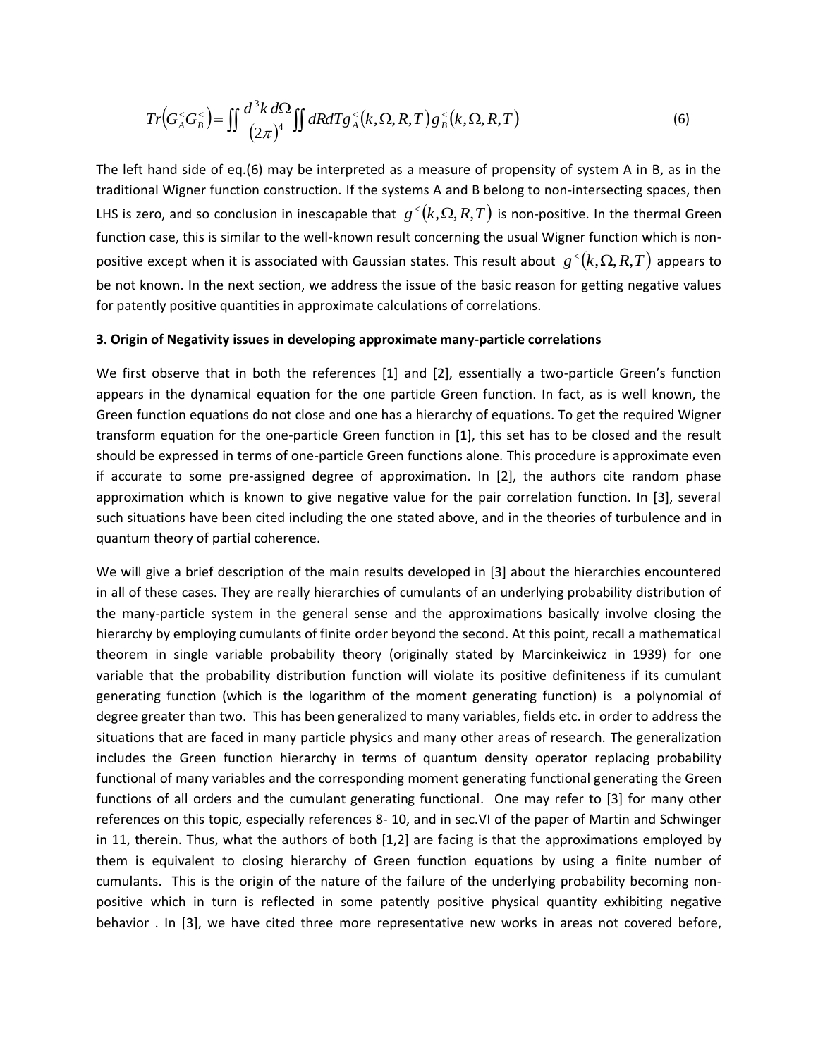$$Tr\left(G_A^< G_B^<\right) = \iint \frac{d^3k\, d\Omega}{(2\pi)^4} \iint dR dT g_A^<(k,\Omega,R,T)\, g_B^<(k,\Omega,R,T) \tag{6}$$

The left hand side of eq.(6) may be interpreted as a measure of propensity of system A in B, as in the traditional Wigner function construction. If the systems A and B belong to non-intersecting spaces, then LHS is zero, and so conclusion in inescapable that $g^<(k,\Omega,R,T)$ is non-positive. In the thermal Green function case, this is similar to the well-known result concerning the usual Wigner function which is non-positive except when it is associated with Gaussian states. This result about $g^<(k,\Omega,R,T)$ appears to be not known. In the next section, we address the issue of the basic reason for getting negative values for patently positive quantities in approximate calculations of correlations.

### 3. Origin of Negativity issues in developing approximate many-particle correlations

We first observe that in both the references [1] and [2], essentially a two-particle Green's function appears in the dynamical equation for the one particle Green function. In fact, as is well known, the Green function equations do not close and one has a hierarchy of equations. To get the required Wigner transform equation for the one-particle Green function in [1], this set has to be closed and the result should be expressed in terms of one-particle Green functions alone. This procedure is approximate even if accurate to some pre-assigned degree of approximation. In [2], the authors cite random phase approximation which is known to give negative value for the pair correlation function. In [3], several such situations have been cited including the one stated above, and in the theories of turbulence and in quantum theory of partial coherence.

We will give a brief description of the main results developed in [3] about the hierarchies encountered in all of these cases. They are really hierarchies of cumulants of an underlying probability distribution of the many-particle system in the general sense and the approximations basically involve closing the hierarchy by employing cumulants of finite order beyond the second. At this point, recall a mathematical theorem in single variable probability theory (originally stated by Marcinkeiwicz in 1939) for one variable that the probability distribution function will violate its positive definiteness if its cumulant generating function (which is the logarithm of the moment generating function) is a polynomial of degree greater than two. This has been generalized to many variables, fields etc. in order to address the situations that are faced in many particle physics and many other areas of research. The generalization includes the Green function hierarchy in terms of quantum density operator replacing probability functional of many variables and the corresponding moment generating functional generating the Green functions of all orders and the cumulant generating functional. One may refer to [3] for many other references on this topic, especially references 8- 10, and in sec.VI of the paper of Martin and Schwinger in 11, therein. Thus, what the authors of both [1,2] are facing is that the approximations employed by them is equivalent to closing hierarchy of Green function equations by using a finite number of cumulants. This is the origin of the nature of the failure of the underlying probability becoming non-positive which in turn is reflected in some patently positive physical quantity exhibiting negative behavior . In [3], we have cited three more representative new works in areas not covered before,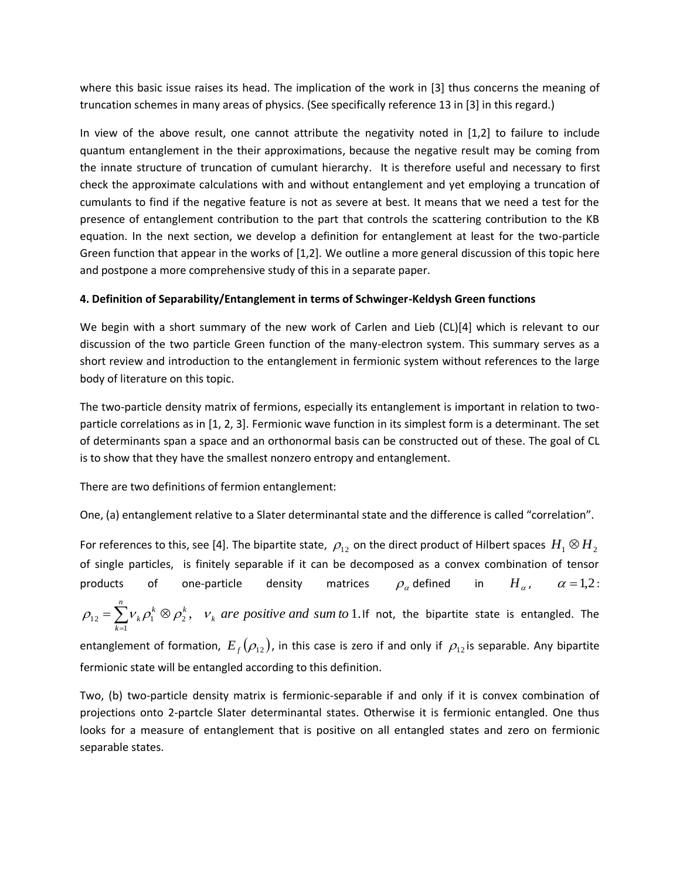where this basic issue raises its head. The implication of the work in [3] thus concerns the meaning of truncation schemes in many areas of physics. (See specifically reference 13 in [3] in this regard.)

In view of the above result, one cannot attribute the negativity noted in [1,2] to failure to include quantum entanglement in the their approximations, because the negative result may be coming from the innate structure of truncation of cumulant hierarchy. It is therefore useful and necessary to first check the approximate calculations with and without entanglement and yet employing a truncation of cumulants to find if the negative feature is not as severe at best. It means that we need a test for the presence of entanglement contribution to the part that controls the scattering contribution to the KB equation. In the next section, we develop a definition for entanglement at least for the two-particle Green function that appear in the works of [1,2]. We outline a more general discussion of this topic here and postpone a more comprehensive study of this in a separate paper.

**4. Definition of Separability/Entanglement in terms of Schwinger-Keldysh Green functions**

We begin with a short summary of the new work of Carlen and Lieb (CL)[4] which is relevant to our discussion of the two particle Green function of the many-electron system. This summary serves as a short review and introduction to the entanglement in fermionic system without references to the large body of literature on this topic.

The two-particle density matrix of fermions, especially its entanglement is important in relation to two-particle correlations as in [1, 2, 3]. Fermionic wave function in its simplest form is a determinant. The set of determinants span a space and an orthonormal basis can be constructed out of these. The goal of CL is to show that they have the smallest nonzero entropy and entanglement.

There are two definitions of fermion entanglement:

One, (a) entanglement relative to a Slater determinantal state and the difference is called "correlation".

For references to this, see [4]. The bipartite state, $\rho_{12}$ on the direct product of Hilbert spaces $H_1 \otimes H_2$ of single particles, is finitely separable if it can be decomposed as a convex combination of tensor products of one-particle density matrices $\rho_\alpha$ defined in $H_\alpha$, $\alpha = 1,2$: $\rho_{12} = \sum_{k=1}^{n} \nu_k \rho_1^k \otimes \rho_2^k$, $\nu_k$ *are positive and sum to* 1. If not, the bipartite state is entangled. The entanglement of formation, $E_f(\rho_{12})$, in this case is zero if and only if $\rho_{12}$ is separable. Any bipartite fermionic state will be entangled according to this definition.

Two, (b) two-particle density matrix is fermionic-separable if and only if it is convex combination of projections onto 2-partcle Slater determinantal states. Otherwise it is fermionic entangled. One thus looks for a measure of entanglement that is positive on all entangled states and zero on fermionic separable states.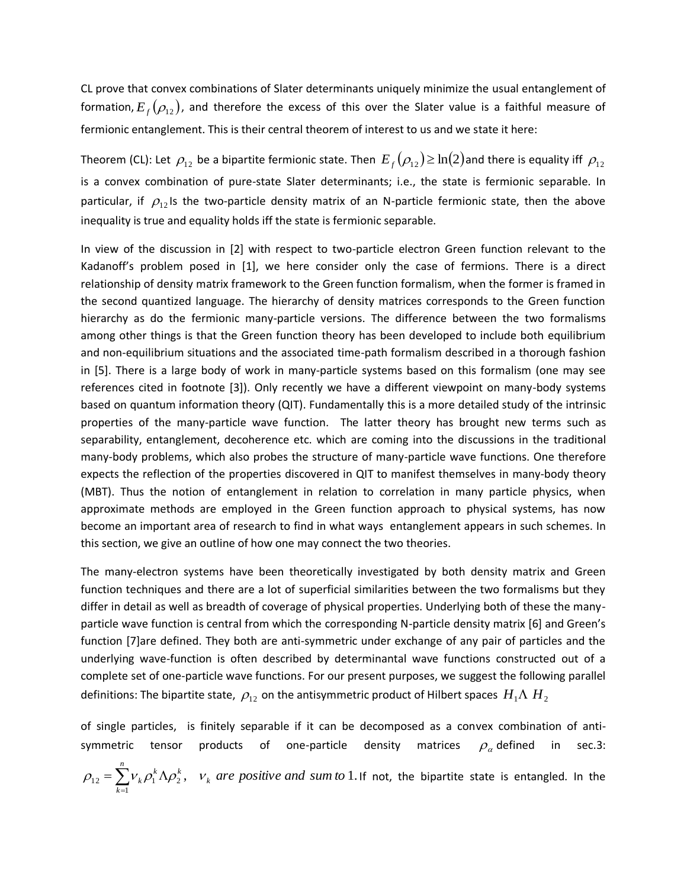CL prove that convex combinations of Slater determinants uniquely minimize the usual entanglement of formation, $E_f(\rho_{12})$, and therefore the excess of this over the Slater value is a faithful measure of fermionic entanglement. This is their central theorem of interest to us and we state it here:

Theorem (CL): Let $\rho_{12}$ be a bipartite fermionic state. Then $E_f(\rho_{12}) \geq \ln(2)$ and there is equality iff $\rho_{12}$ is a convex combination of pure-state Slater determinants; i.e., the state is fermionic separable. In particular, if $\rho_{12}$ Is the two-particle density matrix of an N-particle fermionic state, then the above inequality is true and equality holds iff the state is fermionic separable.

In view of the discussion in [2] with respect to two-particle electron Green function relevant to the Kadanoff's problem posed in [1], we here consider only the case of fermions. There is a direct relationship of density matrix framework to the Green function formalism, when the former is framed in the second quantized language. The hierarchy of density matrices corresponds to the Green function hierarchy as do the fermionic many-particle versions. The difference between the two formalisms among other things is that the Green function theory has been developed to include both equilibrium and non-equilibrium situations and the associated time-path formalism described in a thorough fashion in [5]. There is a large body of work in many-particle systems based on this formalism (one may see references cited in footnote [3]). Only recently we have a different viewpoint on many-body systems based on quantum information theory (QIT). Fundamentally this is a more detailed study of the intrinsic properties of the many-particle wave function. The latter theory has brought new terms such as separability, entanglement, decoherence etc. which are coming into the discussions in the traditional many-body problems, which also probes the structure of many-particle wave functions. One therefore expects the reflection of the properties discovered in QIT to manifest themselves in many-body theory (MBT). Thus the notion of entanglement in relation to correlation in many particle physics, when approximate methods are employed in the Green function approach to physical systems, has now become an important area of research to find in what ways entanglement appears in such schemes. In this section, we give an outline of how one may connect the two theories.

The many-electron systems have been theoretically investigated by both density matrix and Green function techniques and there are a lot of superficial similarities between the two formalisms but they differ in detail as well as breadth of coverage of physical properties. Underlying both of these the many-particle wave function is central from which the corresponding N-particle density matrix [6] and Green's function [7]are defined. They both are anti-symmetric under exchange of any pair of particles and the underlying wave-function is often described by determinantal wave functions constructed out of a complete set of one-particle wave functions. For our present purposes, we suggest the following parallel definitions: The bipartite state, $\rho_{12}$ on the antisymmetric product of Hilbert spaces $H_1 \Lambda\, H_2$ of single particles, is finitely separable if it can be decomposed as a convex combination of anti-symmetric tensor products of one-particle density matrices $\rho_\alpha$ defined in sec.3: $\rho_{12} = \sum_{k=1}^{n} \nu_k \rho_1^k \Lambda \rho_2^k,\quad \nu_k \textit{ are positive and sum to } 1.$ If not, the bipartite state is entangled. In the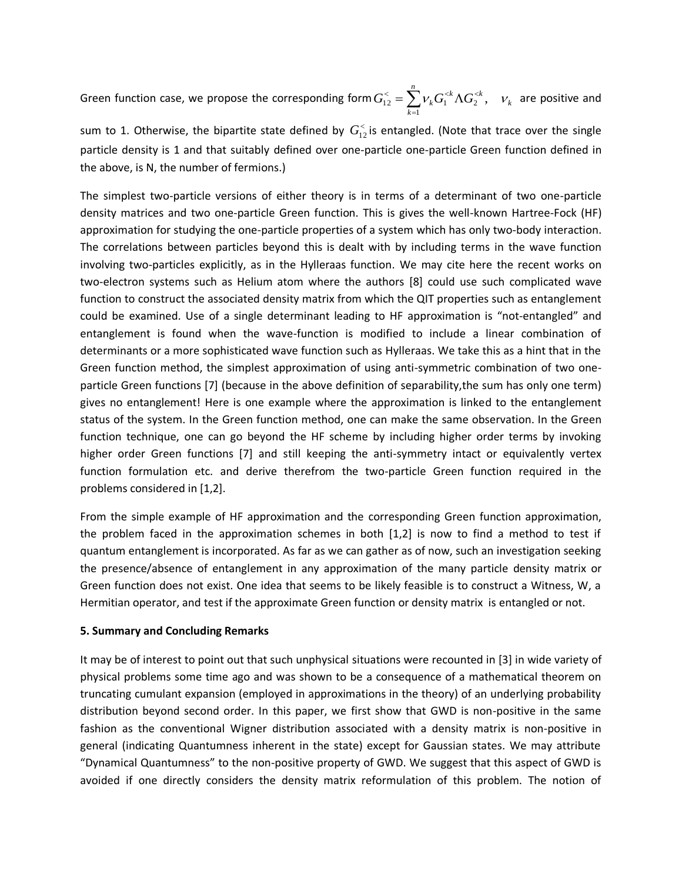Green function case, we propose the corresponding form $G_{12}^{<} = \sum_{k=1}^{n} \nu_k G_1^{<k} \Lambda G_2^{<k}$, $\nu_k$ are positive and sum to 1. Otherwise, the bipartite state defined by $G_{12}^{<}$ is entangled. (Note that trace over the single particle density is 1 and that suitably defined over one-particle one-particle Green function defined in the above, is N, the number of fermions.)

The simplest two-particle versions of either theory is in terms of a determinant of two one-particle density matrices and two one-particle Green function. This is gives the well-known Hartree-Fock (HF) approximation for studying the one-particle properties of a system which has only two-body interaction. The correlations between particles beyond this is dealt with by including terms in the wave function involving two-particles explicitly, as in the Hylleraas function. We may cite here the recent works on two-electron systems such as Helium atom where the authors [8] could use such complicated wave function to construct the associated density matrix from which the QIT properties such as entanglement could be examined. Use of a single determinant leading to HF approximation is "not-entangled" and entanglement is found when the wave-function is modified to include a linear combination of determinants or a more sophisticated wave function such as Hylleraas. We take this as a hint that in the Green function method, the simplest approximation of using anti-symmetric combination of two one-particle Green functions [7] (because in the above definition of separability,the sum has only one term) gives no entanglement! Here is one example where the approximation is linked to the entanglement status of the system. In the Green function method, one can make the same observation. In the Green function technique, one can go beyond the HF scheme by including higher order terms by invoking higher order Green functions [7] and still keeping the anti-symmetry intact or equivalently vertex function formulation etc. and derive therefrom the two-particle Green function required in the problems considered in [1,2].

From the simple example of HF approximation and the corresponding Green function approximation, the problem faced in the approximation schemes in both [1,2] is now to find a method to test if quantum entanglement is incorporated. As far as we can gather as of now, such an investigation seeking the presence/absence of entanglement in any approximation of the many particle density matrix or Green function does not exist. One idea that seems to be likely feasible is to construct a Witness, W, a Hermitian operator, and test if the approximate Green function or density matrix is entangled or not.

## 5. Summary and Concluding Remarks

It may be of interest to point out that such unphysical situations were recounted in [3] in wide variety of physical problems some time ago and was shown to be a consequence of a mathematical theorem on truncating cumulant expansion (employed in approximations in the theory) of an underlying probability distribution beyond second order. In this paper, we first show that GWD is non-positive in the same fashion as the conventional Wigner distribution associated with a density matrix is non-positive in general (indicating Quantumness inherent in the state) except for Gaussian states. We may attribute "Dynamical Quantumness" to the non-positive property of GWD. We suggest that this aspect of GWD is avoided if one directly considers the density matrix reformulation of this problem. The notion of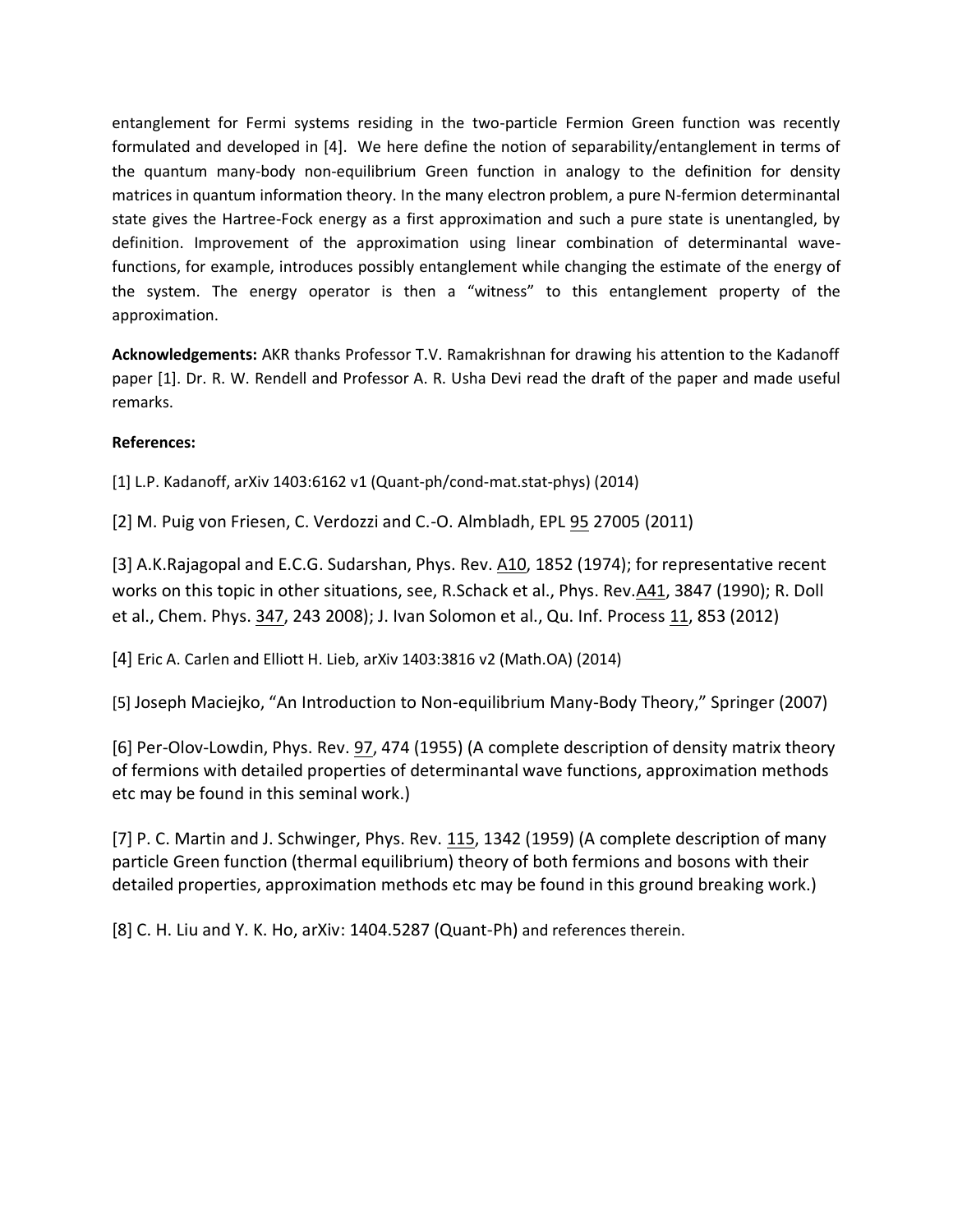entanglement for Fermi systems residing in the two-particle Fermion Green function was recently formulated and developed in [4]. We here define the notion of separability/entanglement in terms of the quantum many-body non-equilibrium Green function in analogy to the definition for density matrices in quantum information theory. In the many electron problem, a pure N-fermion determinantal state gives the Hartree-Fock energy as a first approximation and such a pure state is unentangled, by definition. Improvement of the approximation using linear combination of determinantal wave-functions, for example, introduces possibly entanglement while changing the estimate of the energy of the system. The energy operator is then a "witness" to this entanglement property of the approximation.

**Acknowledgements:** AKR thanks Professor T.V. Ramakrishnan for drawing his attention to the Kadanoff paper [1]. Dr. R. W. Rendell and Professor A. R. Usha Devi read the draft of the paper and made useful remarks.

**References:**

[1] L.P. Kadanoff, arXiv 1403:6162 v1 (Quant-ph/cond-mat.stat-phys) (2014)

[2] M. Puig von Friesen, C. Verdozzi and C.-O. Almbladh, EPL 95 27005 (2011)

[3] A.K.Rajagopal and E.C.G. Sudarshan, Phys. Rev. A10, 1852 (1974); for representative recent works on this topic in other situations, see, R.Schack et al., Phys. Rev.A41, 3847 (1990); R. Doll et al., Chem. Phys. 347, 243 2008); J. Ivan Solomon et al., Qu. Inf. Process 11, 853 (2012)

[4] Eric A. Carlen and Elliott H. Lieb, arXiv 1403:3816 v2 (Math.OA) (2014)

[5] Joseph Maciejko, "An Introduction to Non-equilibrium Many-Body Theory," Springer (2007)

[6] Per-Olov-Lowdin, Phys. Rev. 97, 474 (1955) (A complete description of density matrix theory of fermions with detailed properties of determinantal wave functions, approximation methods etc may be found in this seminal work.)

[7] P. C. Martin and J. Schwinger, Phys. Rev. 115, 1342 (1959) (A complete description of many particle Green function (thermal equilibrium) theory of both fermions and bosons with their detailed properties, approximation methods etc may be found in this ground breaking work.)

[8] C. H. Liu and Y. K. Ho, arXiv: 1404.5287 (Quant-Ph) and references therein.